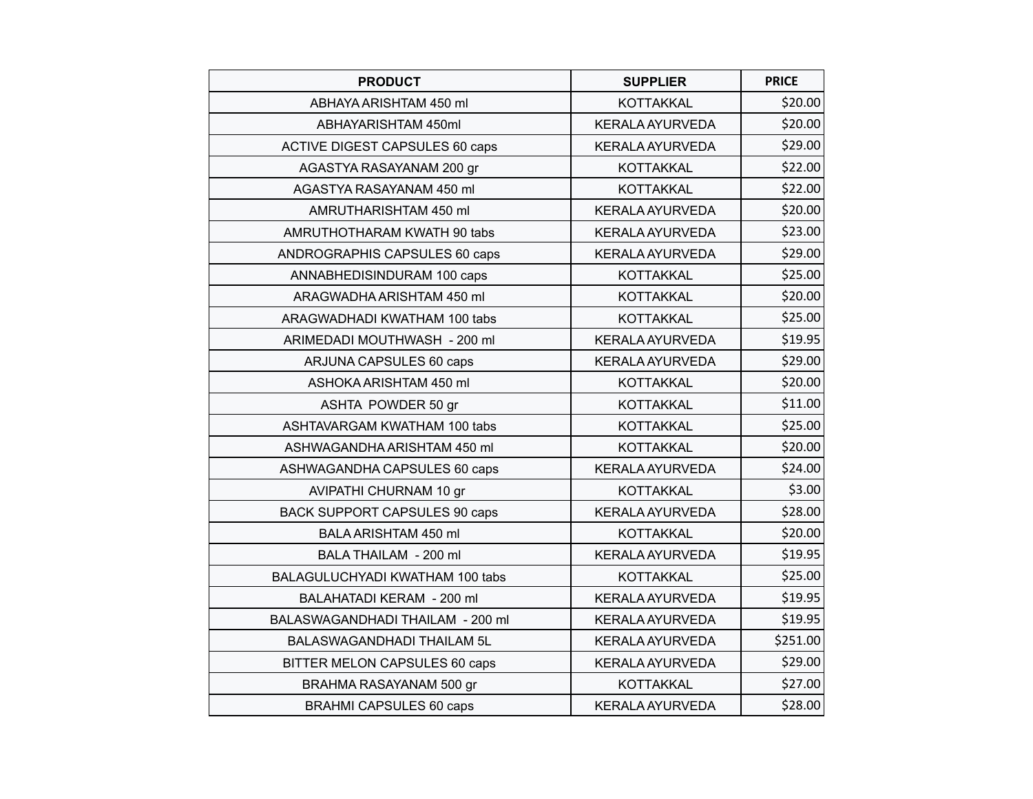| PRODUCT | SUPPLIER | PRICE |
|---|---|---|
| ABHAYA ARISHTAM 450 ml | KOTTAKKAL | $20.00 |
| ABHAYARISHTAM 450ml | KERALA AYURVEDA | $20.00 |
| ACTIVE DIGEST CAPSULES 60 caps | KERALA AYURVEDA | $29.00 |
| AGASTYA RASAYANAM 200 gr | KOTTAKKAL | $22.00 |
| AGASTYA RASAYANAM 450 ml | KOTTAKKAL | $22.00 |
| AMRUTHARISHTAM 450 ml | KERALA AYURVEDA | $20.00 |
| AMRUTHOTHARAM KWATH 90 tabs | KERALA AYURVEDA | $23.00 |
| ANDROGRAPHIS CAPSULES 60 caps | KERALA AYURVEDA | $29.00 |
| ANNABHEDISINDURAM 100 caps | KOTTAKKAL | $25.00 |
| ARAGWADHA ARISHTAM 450 ml | KOTTAKKAL | $20.00 |
| ARAGWADHADI KWATHAM 100 tabs | KOTTAKKAL | $25.00 |
| ARIMEDADI MOUTHWASH - 200 ml | KERALA AYURVEDA | $19.95 |
| ARJUNA CAPSULES 60 caps | KERALA AYURVEDA | $29.00 |
| ASHOKA ARISHTAM 450 ml | KOTTAKKAL | $20.00 |
| ASHTA POWDER 50 gr | KOTTAKKAL | $11.00 |
| ASHTAVARGAM KWATHAM 100 tabs | KOTTAKKAL | $25.00 |
| ASHWAGANDHA ARISHTAM 450 ml | KOTTAKKAL | $20.00 |
| ASHWAGANDHA CAPSULES 60 caps | KERALA AYURVEDA | $24.00 |
| AVIPATHI CHURNAM 10 gr | KOTTAKKAL | $3.00 |
| BACK SUPPORT CAPSULES 90 caps | KERALA AYURVEDA | $28.00 |
| BALA ARISHTAM 450 ml | KOTTAKKAL | $20.00 |
| BALA THAILAM - 200 ml | KERALA AYURVEDA | $19.95 |
| BALAGULUCHYADI KWATHAM 100 tabs | KOTTAKKAL | $25.00 |
| BALAHATADI KERAM - 200 ml | KERALA AYURVEDA | $19.95 |
| BALASWAGANDHADI THAILAM - 200 ml | KERALA AYURVEDA | $19.95 |
| BALASWAGANDHADI THAILAM 5L | KERALA AYURVEDA | $251.00 |
| BITTER MELON CAPSULES 60 caps | KERALA AYURVEDA | $29.00 |
| BRAHMA RASAYANAM 500 gr | KOTTAKKAL | $27.00 |
| BRAHMI CAPSULES 60 caps | KERALA AYURVEDA | $28.00 |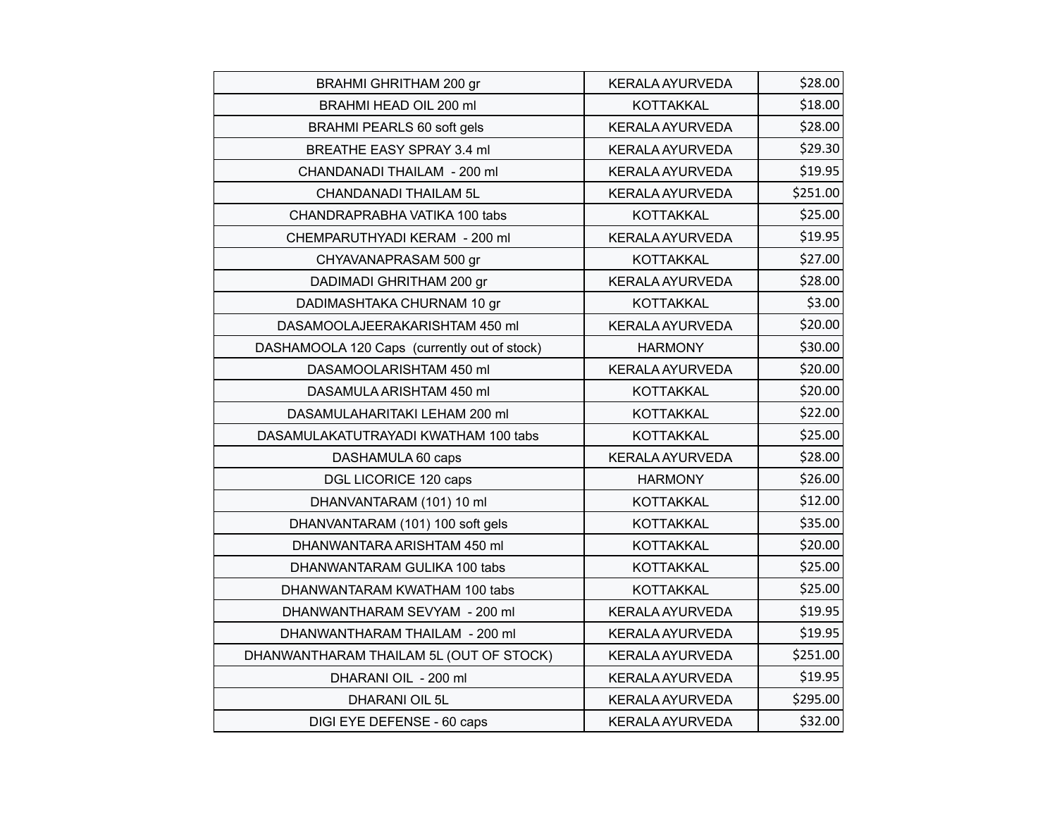| | | |
|---|---|---|
| BRAHMI GHRITHAM 200 gr | KERALA AYURVEDA | $28.00 |
| BRAHMI HEAD OIL 200 ml | KOTTAKKAL | $18.00 |
| BRAHMI PEARLS 60 soft gels | KERALA AYURVEDA | $28.00 |
| BREATHE EASY SPRAY 3.4 ml | KERALA AYURVEDA | $29.30 |
| CHANDANADI THAILAM - 200 ml | KERALA AYURVEDA | $19.95 |
| CHANDANADI THAILAM 5L | KERALA AYURVEDA | $251.00 |
| CHANDRAPRABHA VATIKA 100 tabs | KOTTAKKAL | $25.00 |
| CHEMPARUTHYADI KERAM - 200 ml | KERALA AYURVEDA | $19.95 |
| CHYAVANAPRASAM 500 gr | KOTTAKKAL | $27.00 |
| DADIMADI GHRITHAM 200 gr | KERALA AYURVEDA | $28.00 |
| DADIMASHTAKA CHURNAM 10 gr | KOTTAKKAL | $3.00 |
| DASAMOOLAJEERAKARISHTAM 450 ml | KERALA AYURVEDA | $20.00 |
| DASHAMOOLA 120 Caps (currently out of stock) | HARMONY | $30.00 |
| DASAMOOLARISHTAM 450 ml | KERALA AYURVEDA | $20.00 |
| DASAMULA ARISHTAM 450 ml | KOTTAKKAL | $20.00 |
| DASAMULAHARITAKI LEHAM 200 ml | KOTTAKKAL | $22.00 |
| DASAMULAKATUTRAYADI KWATHAM 100 tabs | KOTTAKKAL | $25.00 |
| DASHAMULA 60 caps | KERALA AYURVEDA | $28.00 |
| DGL LICORICE 120 caps | HARMONY | $26.00 |
| DHANVANTARAM (101) 10 ml | KOTTAKKAL | $12.00 |
| DHANVANTARAM (101) 100 soft gels | KOTTAKKAL | $35.00 |
| DHANWANTARA ARISHTAM 450 ml | KOTTAKKAL | $20.00 |
| DHANWANTARAM GULIKA 100 tabs | KOTTAKKAL | $25.00 |
| DHANWANTARAM KWATHAM 100 tabs | KOTTAKKAL | $25.00 |
| DHANWANTHARAM SEVYAM - 200 ml | KERALA AYURVEDA | $19.95 |
| DHANWANTHARAM THAILAM - 200 ml | KERALA AYURVEDA | $19.95 |
| DHANWANTHARAM THAILAM 5L (OUT OF STOCK) | KERALA AYURVEDA | $251.00 |
| DHARANI OIL - 200 ml | KERALA AYURVEDA | $19.95 |
| DHARANI OIL 5L | KERALA AYURVEDA | $295.00 |
| DIGI EYE DEFENSE - 60 caps | KERALA AYURVEDA | $32.00 |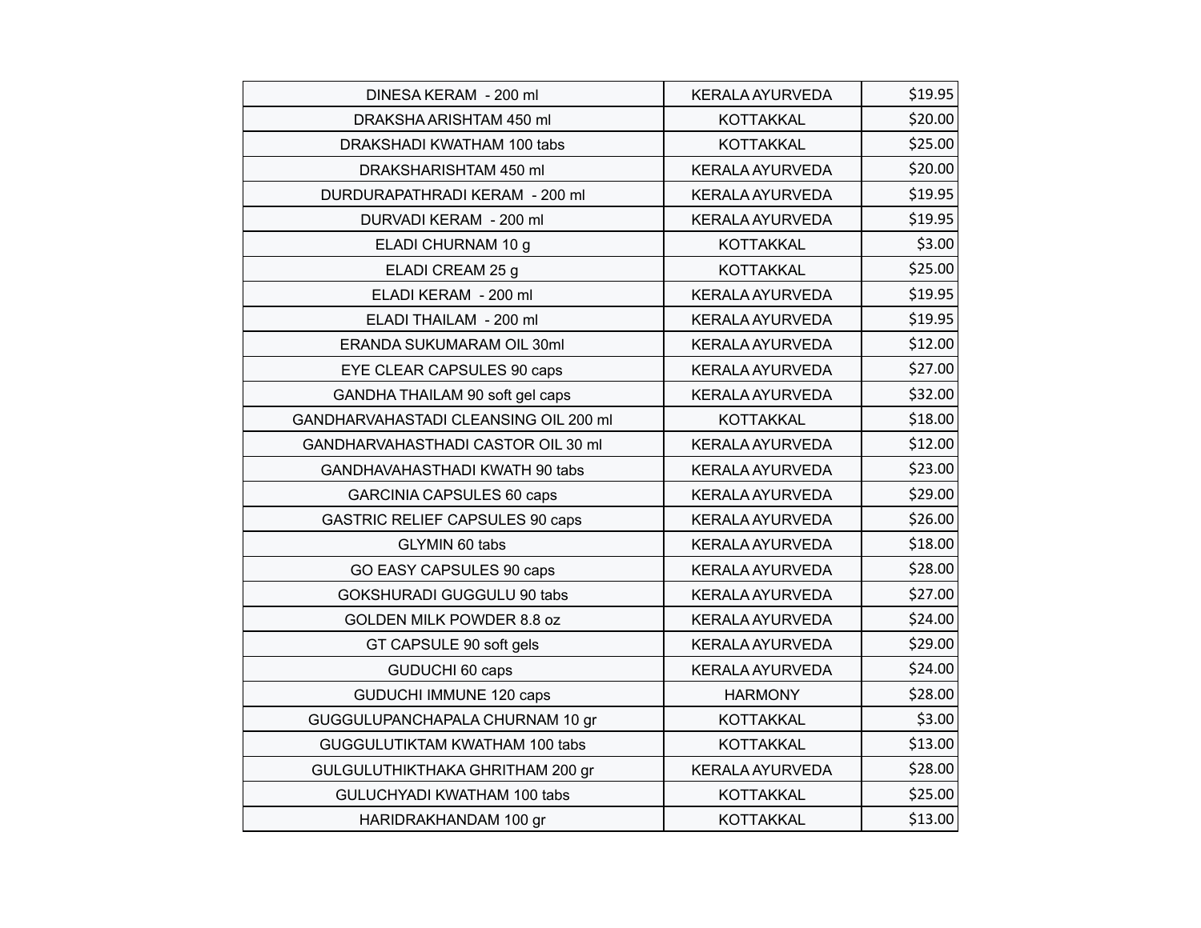| | | |
|---|---|---|
| DINESA KERAM - 200 ml | KERALA AYURVEDA | $19.95 |
| DRAKSHA ARISHTAM 450 ml | KOTTAKKAL | $20.00 |
| DRAKSHADI KWATHAM 100 tabs | KOTTAKKAL | $25.00 |
| DRAKSHARISHTAM 450 ml | KERALA AYURVEDA | $20.00 |
| DURDURAPATHRADI KERAM - 200 ml | KERALA AYURVEDA | $19.95 |
| DURVADI KERAM - 200 ml | KERALA AYURVEDA | $19.95 |
| ELADI CHURNAM 10 g | KOTTAKKAL | $3.00 |
| ELADI CREAM 25 g | KOTTAKKAL | $25.00 |
| ELADI KERAM - 200 ml | KERALA AYURVEDA | $19.95 |
| ELADI THAILAM - 200 ml | KERALA AYURVEDA | $19.95 |
| ERANDA SUKUMARAM OIL 30ml | KERALA AYURVEDA | $12.00 |
| EYE CLEAR CAPSULES 90 caps | KERALA AYURVEDA | $27.00 |
| GANDHA THAILAM 90 soft gel caps | KERALA AYURVEDA | $32.00 |
| GANDHARVAHASTADI CLEANSING OIL 200 ml | KOTTAKKAL | $18.00 |
| GANDHARVAHASTHADI CASTOR OIL 30 ml | KERALA AYURVEDA | $12.00 |
| GANDHAVAHASTHADI KWATH 90 tabs | KERALA AYURVEDA | $23.00 |
| GARCINIA CAPSULES 60 caps | KERALA AYURVEDA | $29.00 |
| GASTRIC RELIEF CAPSULES 90 caps | KERALA AYURVEDA | $26.00 |
| GLYMIN 60 tabs | KERALA AYURVEDA | $18.00 |
| GO EASY CAPSULES 90 caps | KERALA AYURVEDA | $28.00 |
| GOKSHURADI GUGGULU 90 tabs | KERALA AYURVEDA | $27.00 |
| GOLDEN MILK POWDER 8.8 oz | KERALA AYURVEDA | $24.00 |
| GT CAPSULE 90 soft gels | KERALA AYURVEDA | $29.00 |
| GUDUCHI 60 caps | KERALA AYURVEDA | $24.00 |
| GUDUCHI IMMUNE 120 caps | HARMONY | $28.00 |
| GUGGULUPANCHAPALA CHURNAM 10 gr | KOTTAKKAL | $3.00 |
| GUGGULUTIKTAM KWATHAM 100 tabs | KOTTAKKAL | $13.00 |
| GULGULUTHIKTHAKA GHRITHAM 200 gr | KERALA AYURVEDA | $28.00 |
| GULUCHYADI KWATHAM 100 tabs | KOTTAKKAL | $25.00 |
| HARIDRAKHANDAM 100 gr | KOTTAKKAL | $13.00 |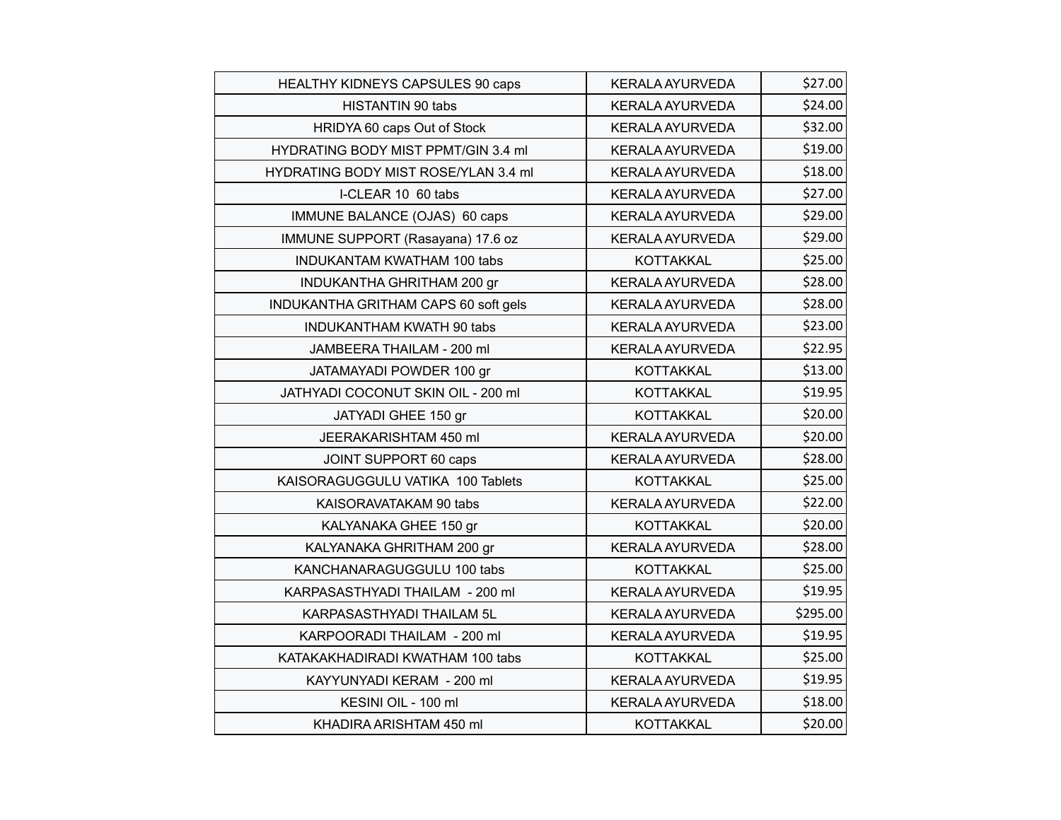| | | |
|---|---|---|
| HEALTHY KIDNEYS CAPSULES 90 caps | KERALA AYURVEDA | $27.00 |
| HISTANTIN 90 tabs | KERALA AYURVEDA | $24.00 |
| HRIDYA 60 caps Out of Stock | KERALA AYURVEDA | $32.00 |
| HYDRATING BODY MIST PPMT/GIN 3.4 ml | KERALA AYURVEDA | $19.00 |
| HYDRATING BODY MIST ROSE/YLAN 3.4 ml | KERALA AYURVEDA | $18.00 |
| I-CLEAR 10 60 tabs | KERALA AYURVEDA | $27.00 |
| IMMUNE BALANCE (OJAS) 60 caps | KERALA AYURVEDA | $29.00 |
| IMMUNE SUPPORT (Rasayana) 17.6 oz | KERALA AYURVEDA | $29.00 |
| INDUKANTAM KWATHAM 100 tabs | KOTTAKKAL | $25.00 |
| INDUKANTHA GHRITHAM 200 gr | KERALA AYURVEDA | $28.00 |
| INDUKANTHA GRITHAM CAPS 60 soft gels | KERALA AYURVEDA | $28.00 |
| INDUKANTHAM KWATH 90 tabs | KERALA AYURVEDA | $23.00 |
| JAMBEERA THAILAM - 200 ml | KERALA AYURVEDA | $22.95 |
| JATAMAYADI POWDER 100 gr | KOTTAKKAL | $13.00 |
| JATHYADI COCONUT SKIN OIL - 200 ml | KOTTAKKAL | $19.95 |
| JATYADI GHEE 150 gr | KOTTAKKAL | $20.00 |
| JEERAKARISHTAM 450 ml | KERALA AYURVEDA | $20.00 |
| JOINT SUPPORT 60 caps | KERALA AYURVEDA | $28.00 |
| KAISORAGUGGULU VATIKA 100 Tablets | KOTTAKKAL | $25.00 |
| KAISORAVATAKAM 90 tabs | KERALA AYURVEDA | $22.00 |
| KALYANAKA GHEE 150 gr | KOTTAKKAL | $20.00 |
| KALYANAKA GHRITHAM 200 gr | KERALA AYURVEDA | $28.00 |
| KANCHANARAGUGGULU 100 tabs | KOTTAKKAL | $25.00 |
| KARPASASTHYADI THAILAM - 200 ml | KERALA AYURVEDA | $19.95 |
| KARPASASTHYADI THAILAM 5L | KERALA AYURVEDA | $295.00 |
| KARPOORADI THAILAM - 200 ml | KERALA AYURVEDA | $19.95 |
| KATAKAKHADIRADI KWATHAM 100 tabs | KOTTAKKAL | $25.00 |
| KAYYUNYADI KERAM - 200 ml | KERALA AYURVEDA | $19.95 |
| KESINI OIL - 100 ml | KERALA AYURVEDA | $18.00 |
| KHADIRA ARISHTAM 450 ml | KOTTAKKAL | $20.00 |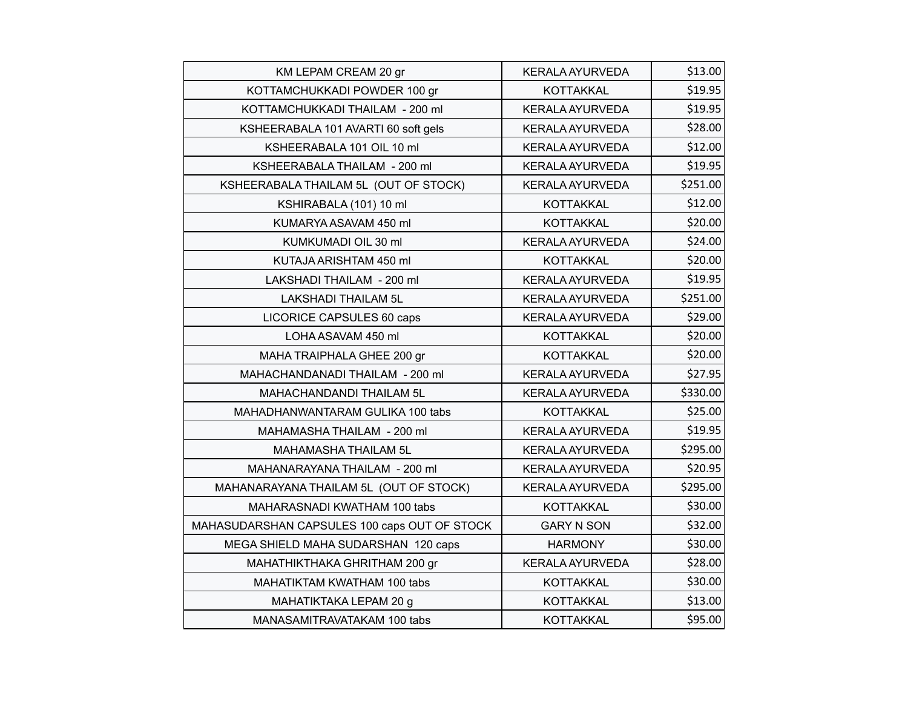| KM LEPAM CREAM 20 gr | KERALA AYURVEDA | $13.00 |
|---|---|---|
| KOTTAMCHUKKADI POWDER 100 gr | KOTTAKKAL | $19.95 |
| KOTTAMCHUKKADI THAILAM - 200 ml | KERALA AYURVEDA | $19.95 |
| KSHEERABALA 101 AVARTI 60 soft gels | KERALA AYURVEDA | $28.00 |
| KSHEERABALA 101 OIL 10 ml | KERALA AYURVEDA | $12.00 |
| KSHEERABALA THAILAM - 200 ml | KERALA AYURVEDA | $19.95 |
| KSHEERABALA THAILAM 5L (OUT OF STOCK) | KERALA AYURVEDA | $251.00 |
| KSHIRABALA (101) 10 ml | KOTTAKKAL | $12.00 |
| KUMARYA ASAVAM 450 ml | KOTTAKKAL | $20.00 |
| KUMKUMADI OIL 30 ml | KERALA AYURVEDA | $24.00 |
| KUTAJA ARISHTAM 450 ml | KOTTAKKAL | $20.00 |
| LAKSHADI THAILAM - 200 ml | KERALA AYURVEDA | $19.95 |
| LAKSHADI THAILAM 5L | KERALA AYURVEDA | $251.00 |
| LICORICE CAPSULES 60 caps | KERALA AYURVEDA | $29.00 |
| LOHA ASAVAM 450 ml | KOTTAKKAL | $20.00 |
| MAHA TRAIPHALA GHEE 200 gr | KOTTAKKAL | $20.00 |
| MAHACHANDANADI THAILAM - 200 ml | KERALA AYURVEDA | $27.95 |
| MAHACHANDANDI THAILAM 5L | KERALA AYURVEDA | $330.00 |
| MAHADHANWANTARAM GULIKA 100 tabs | KOTTAKKAL | $25.00 |
| MAHAMASHA THAILAM - 200 ml | KERALA AYURVEDA | $19.95 |
| MAHAMASHA THAILAM 5L | KERALA AYURVEDA | $295.00 |
| MAHANARAYANA THAILAM - 200 ml | KERALA AYURVEDA | $20.95 |
| MAHANARAYANA THAILAM 5L (OUT OF STOCK) | KERALA AYURVEDA | $295.00 |
| MAHARASNADI KWATHAM 100 tabs | KOTTAKKAL | $30.00 |
| MAHASUDARSHAN CAPSULES 100 caps OUT OF STOCK | GARY N SON | $32.00 |
| MEGA SHIELD MAHA SUDARSHAN 120 caps | HARMONY | $30.00 |
| MAHATHIKTHAKA GHRITHAM 200 gr | KERALA AYURVEDA | $28.00 |
| MAHATIKTAM KWATHAM 100 tabs | KOTTAKKAL | $30.00 |
| MAHATIKTAKA LEPAM 20 g | KOTTAKKAL | $13.00 |
| MANASAMITRAVATAKAM 100 tabs | KOTTAKKAL | $95.00 |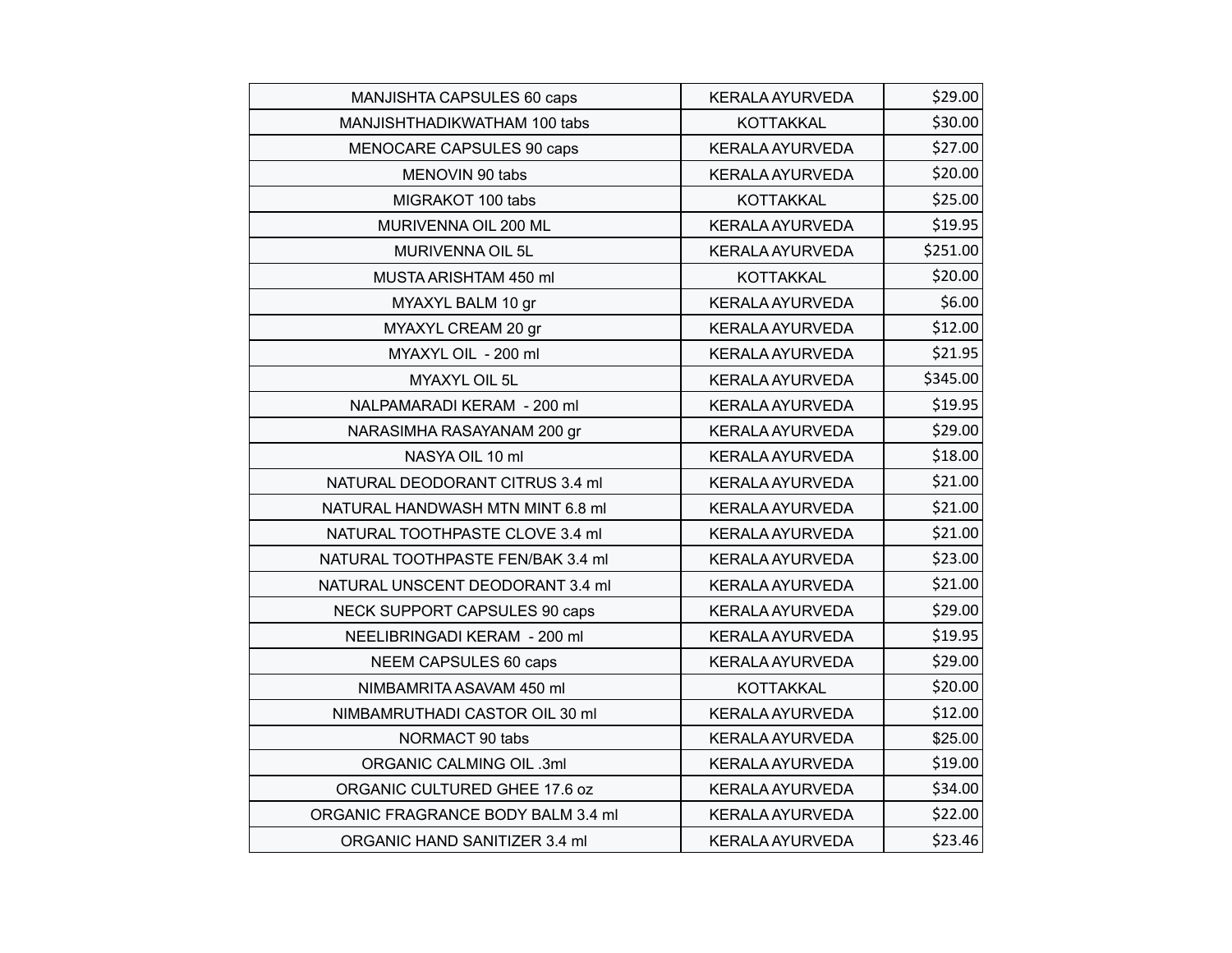| | | |
|---|---|---|
| MANJISHTA CAPSULES 60 caps | KERALA AYURVEDA | $29.00 |
| MANJISHTHADIKWATHAM 100 tabs | KOTTAKKAL | $30.00 |
| MENOCARE CAPSULES 90 caps | KERALA AYURVEDA | $27.00 |
| MENOVIN 90 tabs | KERALA AYURVEDA | $20.00 |
| MIGRAKOT 100 tabs | KOTTAKKAL | $25.00 |
| MURIVENNA OIL 200 ML | KERALA AYURVEDA | $19.95 |
| MURIVENNA OIL 5L | KERALA AYURVEDA | $251.00 |
| MUSTA ARISHTAM 450 ml | KOTTAKKAL | $20.00 |
| MYAXYL BALM 10 gr | KERALA AYURVEDA | $6.00 |
| MYAXYL CREAM 20 gr | KERALA AYURVEDA | $12.00 |
| MYAXYL OIL - 200 ml | KERALA AYURVEDA | $21.95 |
| MYAXYL OIL 5L | KERALA AYURVEDA | $345.00 |
| NALPAMARADI KERAM - 200 ml | KERALA AYURVEDA | $19.95 |
| NARASIMHA RASAYANAM 200 gr | KERALA AYURVEDA | $29.00 |
| NASYA OIL 10 ml | KERALA AYURVEDA | $18.00 |
| NATURAL DEODORANT CITRUS 3.4 ml | KERALA AYURVEDA | $21.00 |
| NATURAL HANDWASH MTN MINT 6.8 ml | KERALA AYURVEDA | $21.00 |
| NATURAL TOOTHPASTE CLOVE 3.4 ml | KERALA AYURVEDA | $21.00 |
| NATURAL TOOTHPASTE FEN/BAK 3.4 ml | KERALA AYURVEDA | $23.00 |
| NATURAL UNSCENT DEODORANT 3.4 ml | KERALA AYURVEDA | $21.00 |
| NECK SUPPORT CAPSULES 90 caps | KERALA AYURVEDA | $29.00 |
| NEELIBRINGADI KERAM - 200 ml | KERALA AYURVEDA | $19.95 |
| NEEM CAPSULES 60 caps | KERALA AYURVEDA | $29.00 |
| NIMBAMRITA ASAVAM 450 ml | KOTTAKKAL | $20.00 |
| NIMBAMRUTHADI CASTOR OIL 30 ml | KERALA AYURVEDA | $12.00 |
| NORMACT 90 tabs | KERALA AYURVEDA | $25.00 |
| ORGANIC CALMING OIL .3ml | KERALA AYURVEDA | $19.00 |
| ORGANIC CULTURED GHEE 17.6 oz | KERALA AYURVEDA | $34.00 |
| ORGANIC FRAGRANCE BODY BALM 3.4 ml | KERALA AYURVEDA | $22.00 |
| ORGANIC HAND SANITIZER 3.4 ml | KERALA AYURVEDA | $23.46 |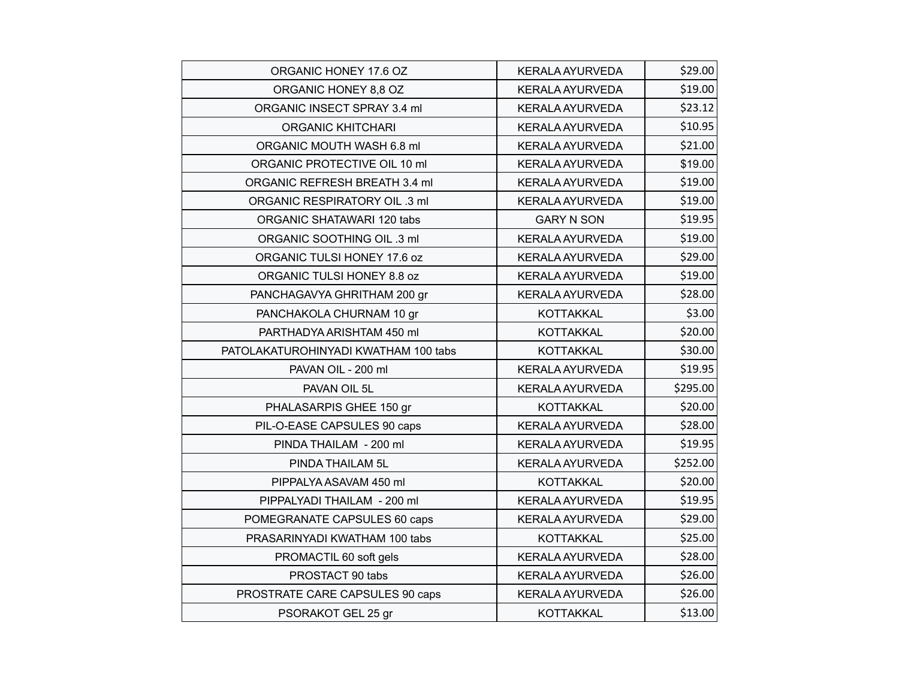| ORGANIC HONEY 17.6 OZ | KERALA AYURVEDA | $29.00 |
|---|---|---|
| ORGANIC HONEY 8,8 OZ | KERALA AYURVEDA | $19.00 |
| ORGANIC INSECT SPRAY 3.4 ml | KERALA AYURVEDA | $23.12 |
| ORGANIC KHITCHARI | KERALA AYURVEDA | $10.95 |
| ORGANIC MOUTH WASH 6.8 ml | KERALA AYURVEDA | $21.00 |
| ORGANIC PROTECTIVE OIL 10 ml | KERALA AYURVEDA | $19.00 |
| ORGANIC REFRESH BREATH 3.4 ml | KERALA AYURVEDA | $19.00 |
| ORGANIC RESPIRATORY OIL .3 ml | KERALA AYURVEDA | $19.00 |
| ORGANIC SHATAWARI 120 tabs | GARY N SON | $19.95 |
| ORGANIC SOOTHING OIL .3 ml | KERALA AYURVEDA | $19.00 |
| ORGANIC TULSI HONEY 17.6 oz | KERALA AYURVEDA | $29.00 |
| ORGANIC TULSI HONEY 8.8 oz | KERALA AYURVEDA | $19.00 |
| PANCHAGAVYA GHRITHAM 200 gr | KERALA AYURVEDA | $28.00 |
| PANCHAKOLA CHURNAM 10 gr | KOTTAKKAL | $3.00 |
| PARTHADYA ARISHTAM 450 ml | KOTTAKKAL | $20.00 |
| PATOLAKATUROHINYADI KWATHAM 100 tabs | KOTTAKKAL | $30.00 |
| PAVAN OIL - 200 ml | KERALA AYURVEDA | $19.95 |
| PAVAN OIL 5L | KERALA AYURVEDA | $295.00 |
| PHALASARPIS GHEE 150 gr | KOTTAKKAL | $20.00 |
| PIL-O-EASE CAPSULES 90 caps | KERALA AYURVEDA | $28.00 |
| PINDA THAILAM - 200 ml | KERALA AYURVEDA | $19.95 |
| PINDA THAILAM 5L | KERALA AYURVEDA | $252.00 |
| PIPPALYA ASAVAM 450 ml | KOTTAKKAL | $20.00 |
| PIPPALYADI THAILAM - 200 ml | KERALA AYURVEDA | $19.95 |
| POMEGRANATE CAPSULES 60 caps | KERALA AYURVEDA | $29.00 |
| PRASARINYADI KWATHAM 100 tabs | KOTTAKKAL | $25.00 |
| PROMACTIL 60 soft gels | KERALA AYURVEDA | $28.00 |
| PROSTACT 90 tabs | KERALA AYURVEDA | $26.00 |
| PROSTRATE CARE CAPSULES 90 caps | KERALA AYURVEDA | $26.00 |
| PSORAKOT GEL 25 gr | KOTTAKKAL | $13.00 |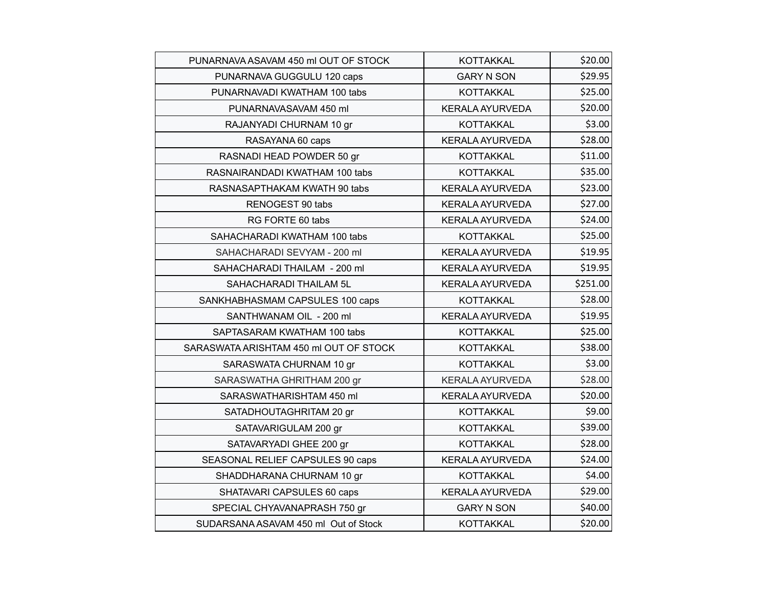| PUNARNAVA ASAVAM 450 ml OUT OF STOCK | KOTTAKKAL | $20.00 |
|---|---|---|
| PUNARNAVA GUGGULU 120 caps | GARY N SON | $29.95 |
| PUNARNAVADI KWATHAM 100 tabs | KOTTAKKAL | $25.00 |
| PUNARNAVASAVAM 450 ml | KERALA AYURVEDA | $20.00 |
| RAJANYADI CHURNAM 10 gr | KOTTAKKAL | $3.00 |
| RASAYANA 60 caps | KERALA AYURVEDA | $28.00 |
| RASNADI HEAD POWDER 50 gr | KOTTAKKAL | $11.00 |
| RASNAIRANDADI KWATHAM 100 tabs | KOTTAKKAL | $35.00 |
| RASNASAPTHAKAM KWATH 90 tabs | KERALA AYURVEDA | $23.00 |
| RENOGEST 90 tabs | KERALA AYURVEDA | $27.00 |
| RG FORTE 60 tabs | KERALA AYURVEDA | $24.00 |
| SAHACHARADI KWATHAM 100 tabs | KOTTAKKAL | $25.00 |
| SAHACHARADI SEVYAM - 200 ml | KERALA AYURVEDA | $19.95 |
| SAHACHARADI THAILAM - 200 ml | KERALA AYURVEDA | $19.95 |
| SAHACHARADI THAILAM 5L | KERALA AYURVEDA | $251.00 |
| SANKHABHASMAM CAPSULES 100 caps | KOTTAKKAL | $28.00 |
| SANTHWANAM OIL - 200 ml | KERALA AYURVEDA | $19.95 |
| SAPTASARAM KWATHAM 100 tabs | KOTTAKKAL | $25.00 |
| SARASWATA ARISHTAM 450 ml OUT OF STOCK | KOTTAKKAL | $38.00 |
| SARASWATA CHURNAM 10 gr | KOTTAKKAL | $3.00 |
| SARASWATHA GHRITHAM 200 gr | KERALA AYURVEDA | $28.00 |
| SARASWATHARISHTAM 450 ml | KERALA AYURVEDA | $20.00 |
| SATADHOUTAGHRITAM 20 gr | KOTTAKKAL | $9.00 |
| SATAVARIGULAM 200 gr | KOTTAKKAL | $39.00 |
| SATAVARYADI GHEE 200 gr | KOTTAKKAL | $28.00 |
| SEASONAL RELIEF CAPSULES 90 caps | KERALA AYURVEDA | $24.00 |
| SHADDHARANA CHURNAM 10 gr | KOTTAKKAL | $4.00 |
| SHATAVARI CAPSULES 60 caps | KERALA AYURVEDA | $29.00 |
| SPECIAL CHYAVANAPRASH 750 gr | GARY N SON | $40.00 |
| SUDARSANA ASAVAM 450 ml Out of Stock | KOTTAKKAL | $20.00 |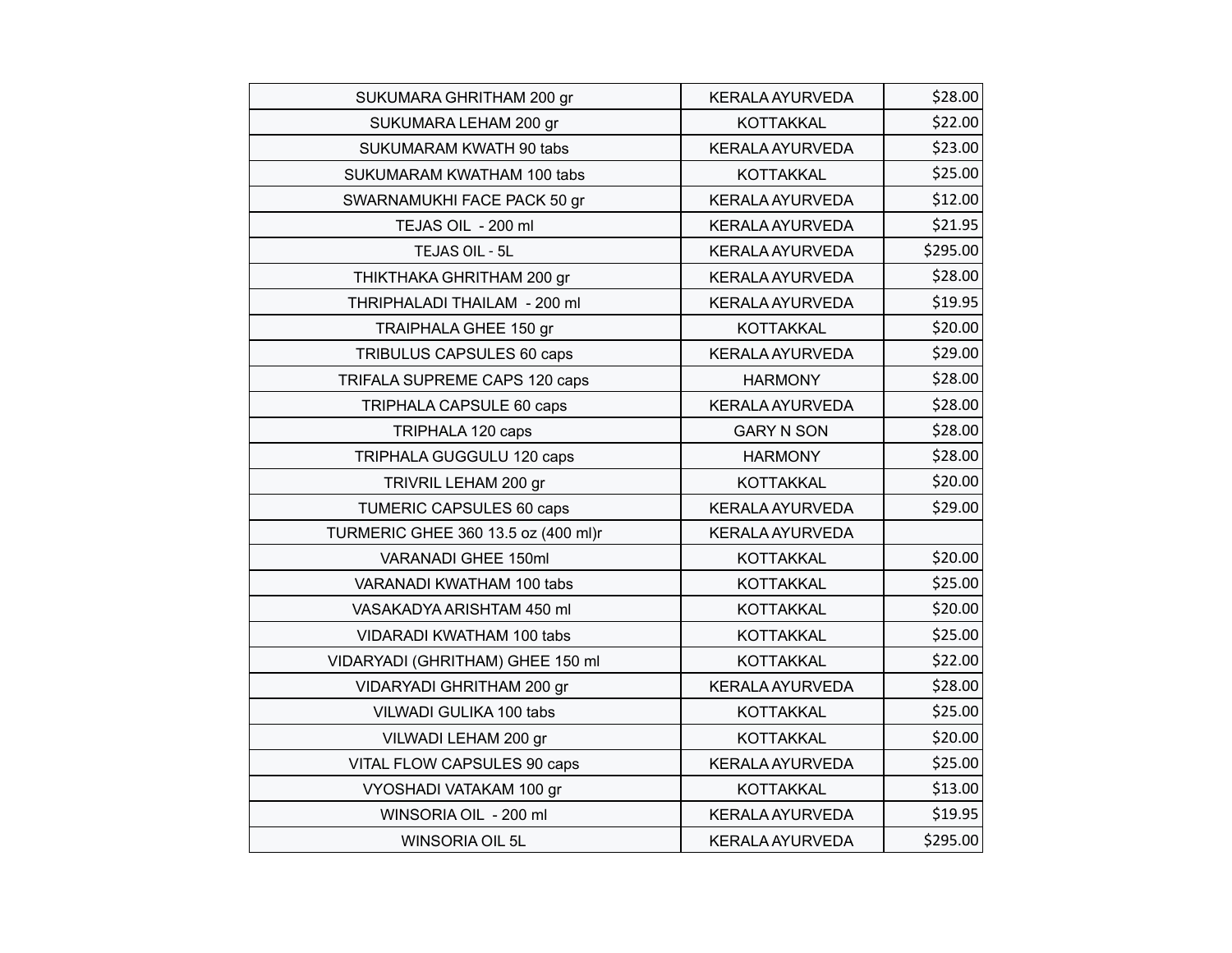| | | |
|---|---|---|
| SUKUMARA GHRITHAM 200 gr | KERALA AYURVEDA | $28.00 |
| SUKUMARA LEHAM 200 gr | KOTTAKKAL | $22.00 |
| SUKUMARAM KWATH 90 tabs | KERALA AYURVEDA | $23.00 |
| SUKUMARAM KWATHAM 100 tabs | KOTTAKKAL | $25.00 |
| SWARNAMUKHI FACE PACK 50 gr | KERALA AYURVEDA | $12.00 |
| TEJAS OIL  - 200 ml | KERALA AYURVEDA | $21.95 |
| TEJAS 0IL - 5L | KERALA AYURVEDA | $295.00 |
| THIKTHAKA GHRITHAM 200 gr | KERALA AYURVEDA | $28.00 |
| THRIPHALADI THAILAM  - 200 ml | KERALA AYURVEDA | $19.95 |
| TRAIPHALA GHEE 150 gr | KOTTAKKAL | $20.00 |
| TRIBULUS CAPSULES 60 caps | KERALA AYURVEDA | $29.00 |
| TRIFALA SUPREME CAPS 120 caps | HARMONY | $28.00 |
| TRIPHALA CAPSULE 60 caps | KERALA AYURVEDA | $28.00 |
| TRIPHALA 120 caps | GARY N SON | $28.00 |
| TRIPHALA GUGGULU 120 caps | HARMONY | $28.00 |
| TRIVRIL LEHAM 200 gr | KOTTAKKAL | $20.00 |
| TUMERIC CAPSULES 60 caps | KERALA AYURVEDA | $29.00 |
| TURMERIC GHEE 360 13.5 oz (400 ml)r | KERALA AYURVEDA | |
| VARANADI GHEE 150ml | KOTTAKKAL | $20.00 |
| VARANADI KWATHAM 100 tabs | KOTTAKKAL | $25.00 |
| VASAKADYA ARISHTAM 450 ml | KOTTAKKAL | $20.00 |
| VIDARADI KWATHAM 100 tabs | KOTTAKKAL | $25.00 |
| VIDARYADI (GHRITHAM) GHEE 150 ml | KOTTAKKAL | $22.00 |
| VIDARYADI GHRITHAM 200 gr | KERALA AYURVEDA | $28.00 |
| VILWADI GULIKA 100 tabs | KOTTAKKAL | $25.00 |
| VILWADI LEHAM 200 gr | KOTTAKKAL | $20.00 |
| VITAL FLOW CAPSULES 90 caps | KERALA AYURVEDA | $25.00 |
| VYOSHADI VATAKAM 100 gr | KOTTAKKAL | $13.00 |
| WINSORIA OIL  - 200 ml | KERALA AYURVEDA | $19.95 |
| WINSORIA OIL 5L | KERALA AYURVEDA | $295.00 |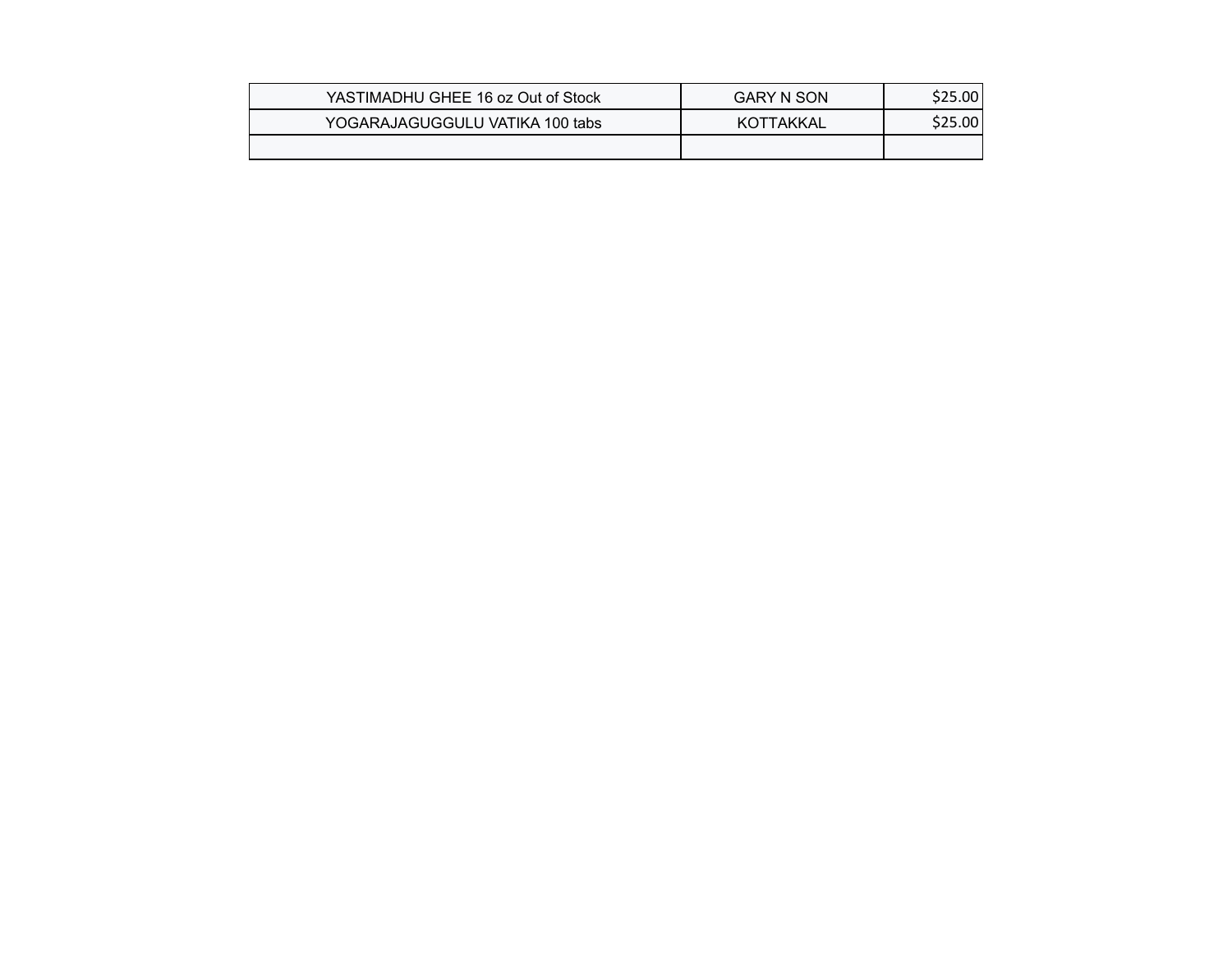| | | |
|---|---|---|
| YASTIMADHU GHEE 16 oz Out of Stock | GARY N SON | $25.00 |
| YOGARAJAGUGGULU VATIKA 100 tabs | KOTTAKKAL | $25.00 |
| | | |